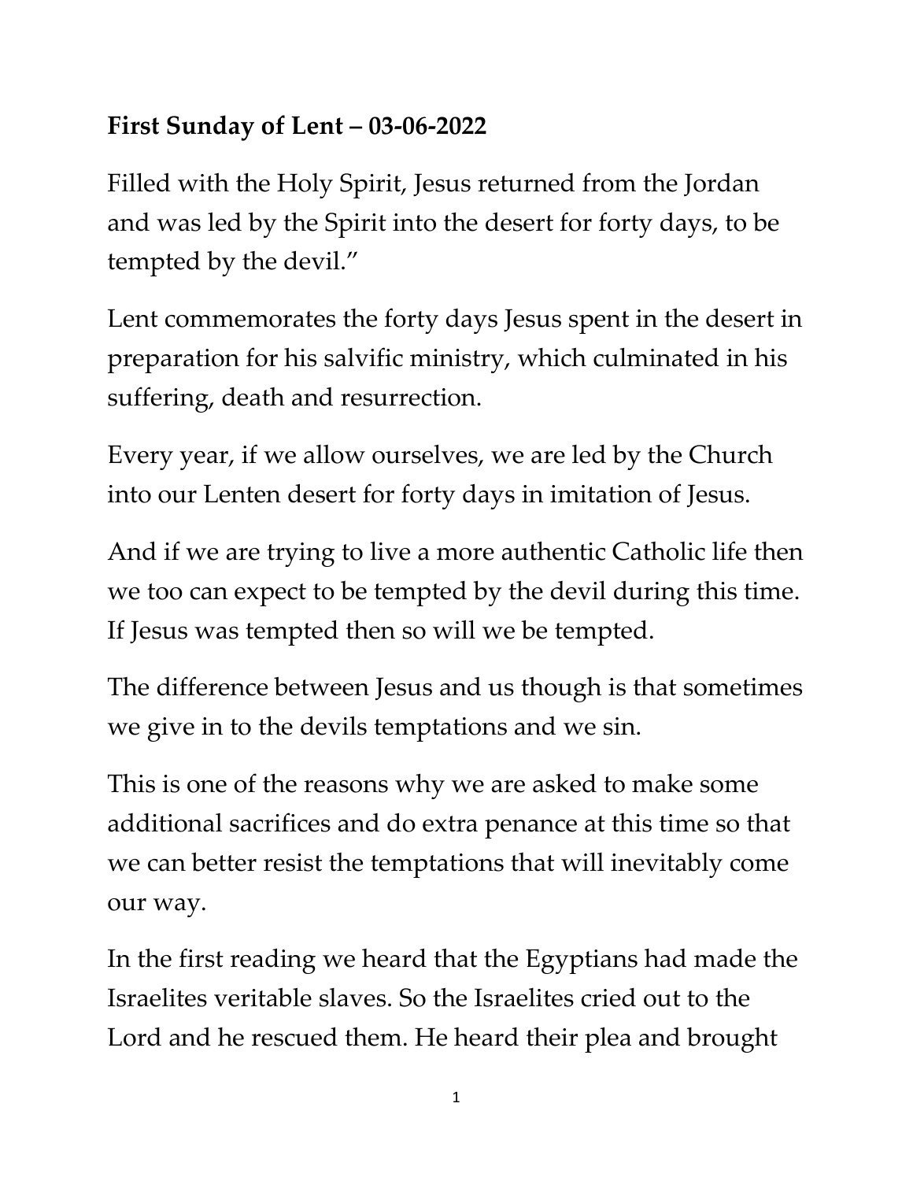**First Sunday of Lent – 03-06-2022**

Filled with the Holy Spirit, Jesus returned from the Jordan and was led by the Spirit into the desert for forty days, to be tempted by the devil."

Lent commemorates the forty days Jesus spent in the desert in preparation for his salvific ministry, which culminated in his suffering, death and resurrection.

Every year, if we allow ourselves, we are led by the Church into our Lenten desert for forty days in imitation of Jesus.

And if we are trying to live a more authentic Catholic life then we too can expect to be tempted by the devil during this time. If Jesus was tempted then so will we be tempted.

The difference between Jesus and us though is that sometimes we give in to the devils temptations and we sin.

This is one of the reasons why we are asked to make some additional sacrifices and do extra penance at this time so that we can better resist the temptations that will inevitably come our way.

In the first reading we heard that the Egyptians had made the Israelites veritable slaves. So the Israelites cried out to the Lord and he rescued them. He heard their plea and brought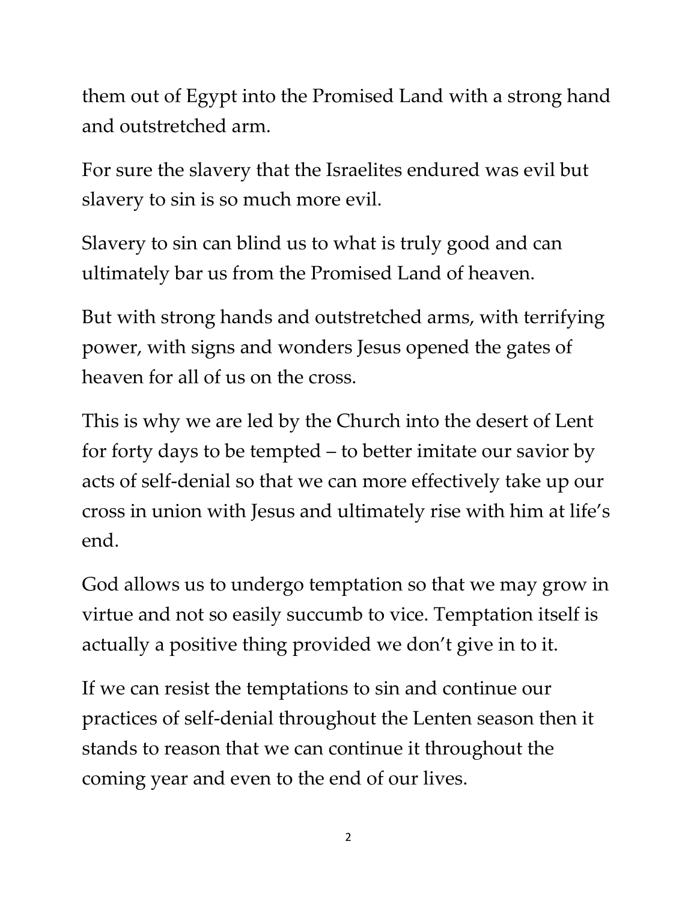them out of Egypt into the Promised Land with a strong hand and outstretched arm.

For sure the slavery that the Israelites endured was evil but slavery to sin is so much more evil.

Slavery to sin can blind us to what is truly good and can ultimately bar us from the Promised Land of heaven.

But with strong hands and outstretched arms, with terrifying power, with signs and wonders Jesus opened the gates of heaven for all of us on the cross.

This is why we are led by the Church into the desert of Lent for forty days to be tempted – to better imitate our savior by acts of self-denial so that we can more effectively take up our cross in union with Jesus and ultimately rise with him at life's end.

God allows us to undergo temptation so that we may grow in virtue and not so easily succumb to vice. Temptation itself is actually a positive thing provided we don't give in to it.

If we can resist the temptations to sin and continue our practices of self-denial throughout the Lenten season then it stands to reason that we can continue it throughout the coming year and even to the end of our lives.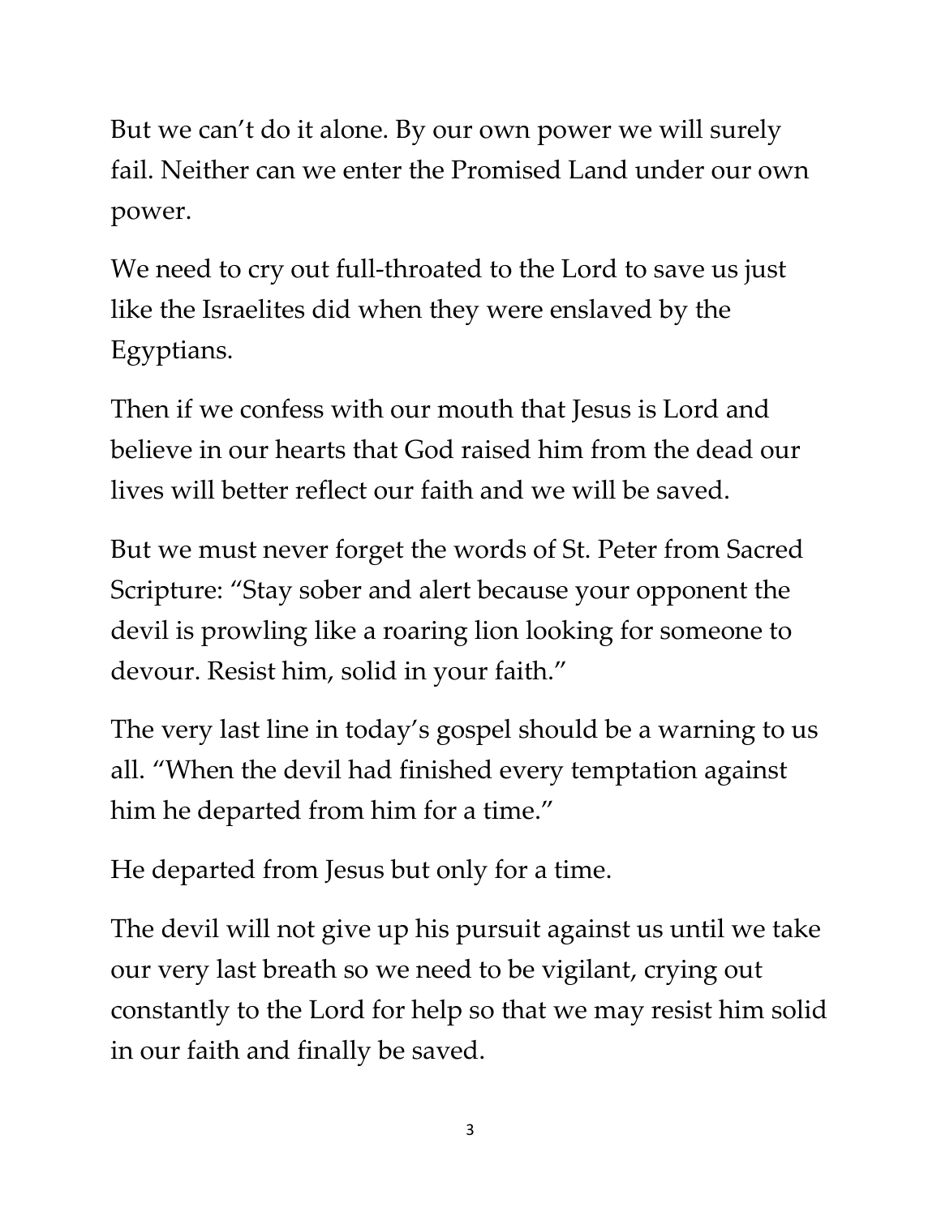But we can’t do it alone. By our own power we will surely fail. Neither can we enter the Promised Land under our own power.

We need to cry out full-throated to the Lord to save us just like the Israelites did when they were enslaved by the Egyptians.

Then if we confess with our mouth that Jesus is Lord and believe in our hearts that God raised him from the dead our lives will better reflect our faith and we will be saved.

But we must never forget the words of St. Peter from Sacred Scripture: “Stay sober and alert because your opponent the devil is prowling like a roaring lion looking for someone to devour. Resist him, solid in your faith.”

The very last line in today’s gospel should be a warning to us all. “When the devil had finished every temptation against him he departed from him for a time.”

He departed from Jesus but only for a time.

The devil will not give up his pursuit against us until we take our very last breath so we need to be vigilant, crying out constantly to the Lord for help so that we may resist him solid in our faith and finally be saved.